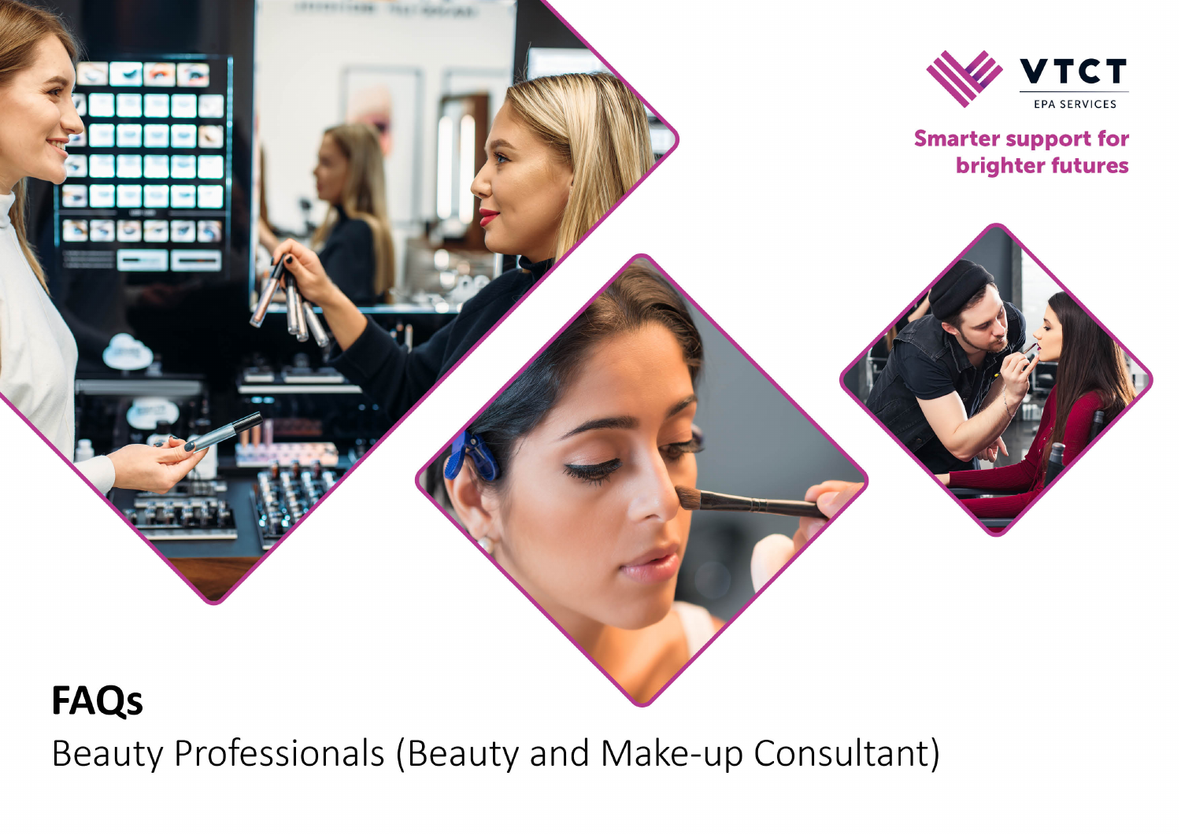VTCT

EPA SERVICES

Smarter support for brighter futures

# FAQs

Beauty Professionals (Beauty and Make-up Consultant)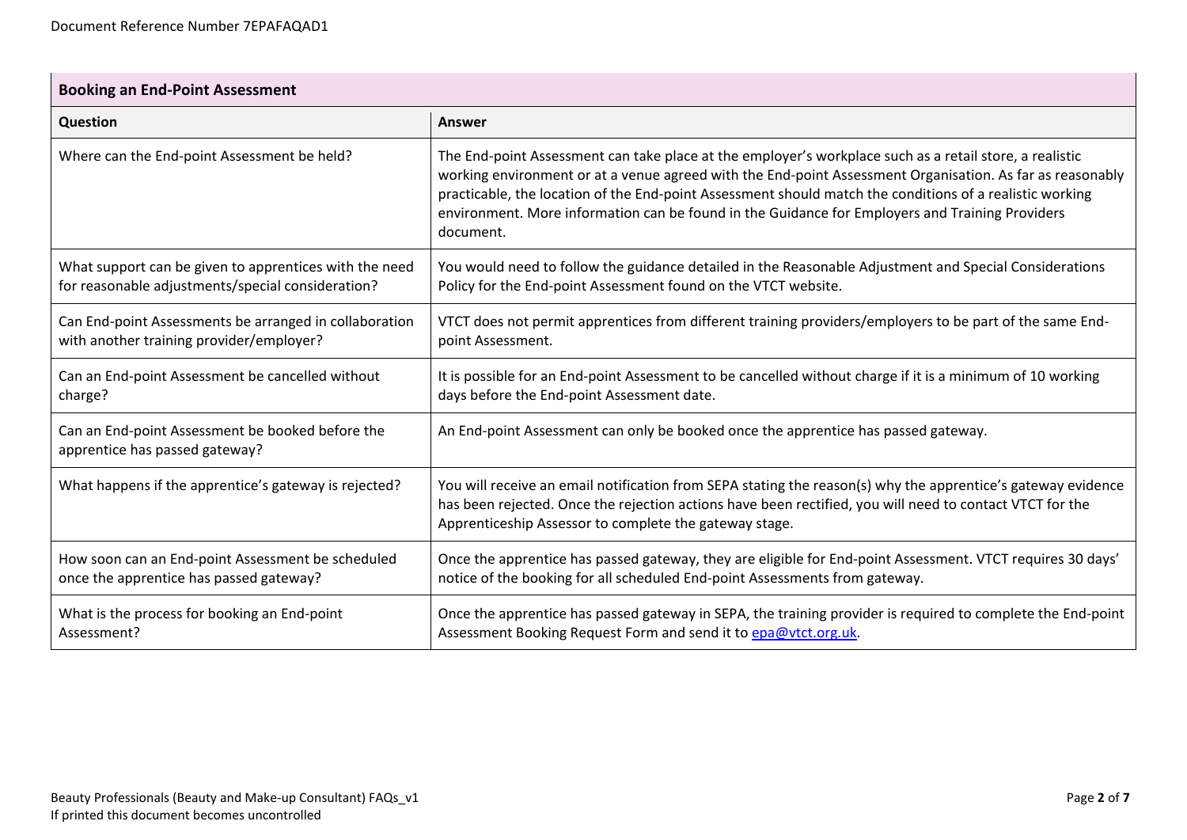| Booking an End-Point Assessment | |
|---|---|
| **Question** | **Answer** |
| Where can the End-point Assessment be held? | The End-point Assessment can take place at the employer's workplace such as a retail store, a realistic working environment or at a venue agreed with the End-point Assessment Organisation. As far as reasonably practicable, the location of the End-point Assessment should match the conditions of a realistic working environment. More information can be found in the Guidance for Employers and Training Providers document. |
| What support can be given to apprentices with the need for reasonable adjustments/special consideration? | You would need to follow the guidance detailed in the Reasonable Adjustment and Special Considerations Policy for the End-point Assessment found on the VTCT website. |
| Can End-point Assessments be arranged in collaboration with another training provider/employer? | VTCT does not permit apprentices from different training providers/employers to be part of the same End-point Assessment. |
| Can an End-point Assessment be cancelled without charge? | It is possible for an End-point Assessment to be cancelled without charge if it is a minimum of 10 working days before the End-point Assessment date. |
| Can an End-point Assessment be booked before the apprentice has passed gateway? | An End-point Assessment can only be booked once the apprentice has passed gateway. |
| What happens if the apprentice's gateway is rejected? | You will receive an email notification from SEPA stating the reason(s) why the apprentice's gateway evidence has been rejected. Once the rejection actions have been rectified, you will need to contact VTCT for the Apprenticeship Assessor to complete the gateway stage. |
| How soon can an End-point Assessment be scheduled once the apprentice has passed gateway? | Once the apprentice has passed gateway, they are eligible for End-point Assessment. VTCT requires 30 days' notice of the booking for all scheduled End-point Assessments from gateway. |
| What is the process for booking an End-point Assessment? | Once the apprentice has passed gateway in SEPA, the training provider is required to complete the End-point Assessment Booking Request Form and send it to epa@vtct.org.uk. |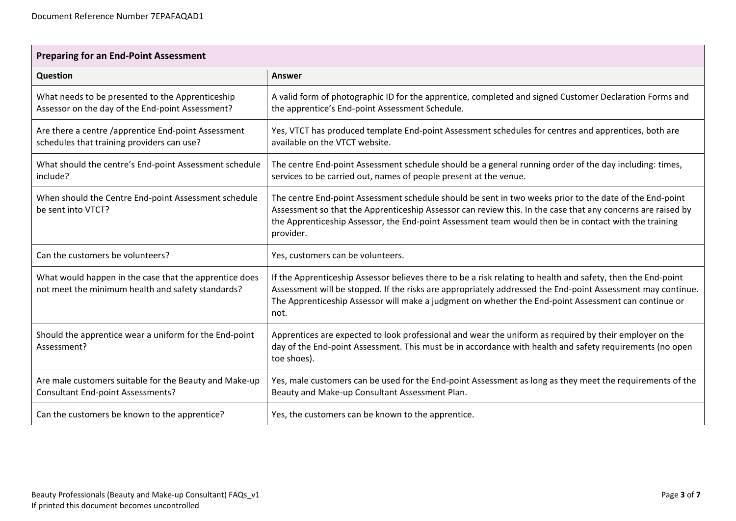## Preparing for an End-Point Assessment

| Question | Answer |
| --- | --- |
| What needs to be presented to the Apprenticeship Assessor on the day of the End-point Assessment? | A valid form of photographic ID for the apprentice, completed and signed Customer Declaration Forms and the apprentice's End-point Assessment Schedule. |
| Are there a centre /apprentice End-point Assessment schedules that training providers can use? | Yes, VTCT has produced template End-point Assessment schedules for centres and apprentices, both are available on the VTCT website. |
| What should the centre's End-point Assessment schedule include? | The centre End-point Assessment schedule should be a general running order of the day including: times, services to be carried out, names of people present at the venue. |
| When should the Centre End-point Assessment schedule be sent into VTCT? | The centre End-point Assessment schedule should be sent in two weeks prior to the date of the End-point Assessment so that the Apprenticeship Assessor can review this. In the case that any concerns are raised by the Apprenticeship Assessor, the End-point Assessment team would then be in contact with the training provider. |
| Can the customers be volunteers? | Yes, customers can be volunteers. |
| What would happen in the case that the apprentice does not meet the minimum health and safety standards? | If the Apprenticeship Assessor believes there to be a risk relating to health and safety, then the End-point Assessment will be stopped. If the risks are appropriately addressed the End-point Assessment may continue. The Apprenticeship Assessor will make a judgment on whether the End-point Assessment can continue or not. |
| Should the apprentice wear a uniform for the End-point Assessment? | Apprentices are expected to look professional and wear the uniform as required by their employer on the day of the End-point Assessment. This must be in accordance with health and safety requirements (no open toe shoes). |
| Are male customers suitable for the Beauty and Make-up Consultant End-point Assessments? | Yes, male customers can be used for the End-point Assessment as long as they meet the requirements of the Beauty and Make-up Consultant Assessment Plan. |
| Can the customers be known to the apprentice? | Yes, the customers can be known to the apprentice. |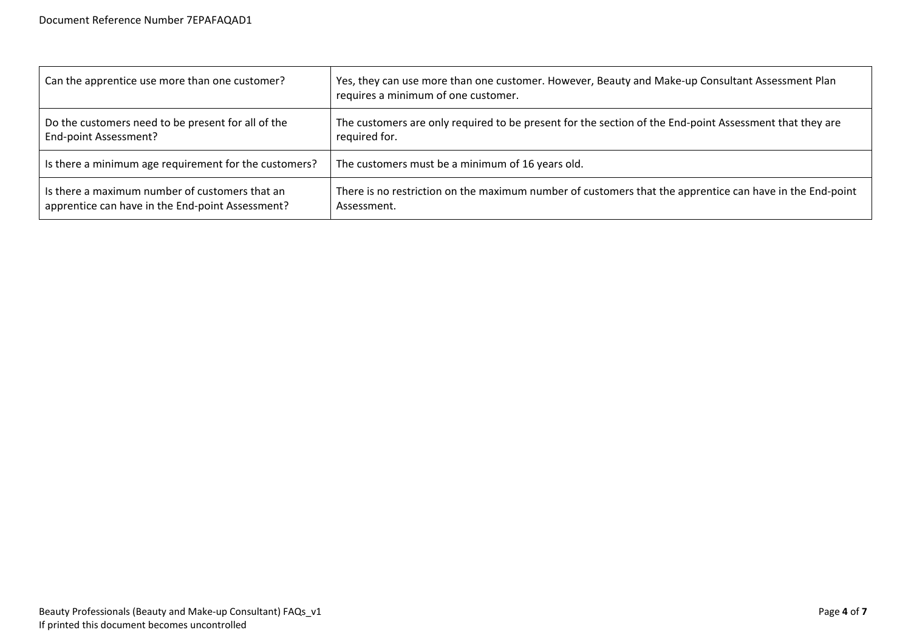| | |
|---|---|
| Can the apprentice use more than one customer? | Yes, they can use more than one customer. However, Beauty and Make-up Consultant Assessment Plan requires a minimum of one customer. |
| Do the customers need to be present for all of the End-point Assessment? | The customers are only required to be present for the section of the End-point Assessment that they are required for. |
| Is there a minimum age requirement for the customers? | The customers must be a minimum of 16 years old. |
| Is there a maximum number of customers that an apprentice can have in the End-point Assessment? | There is no restriction on the maximum number of customers that the apprentice can have in the End-point Assessment. |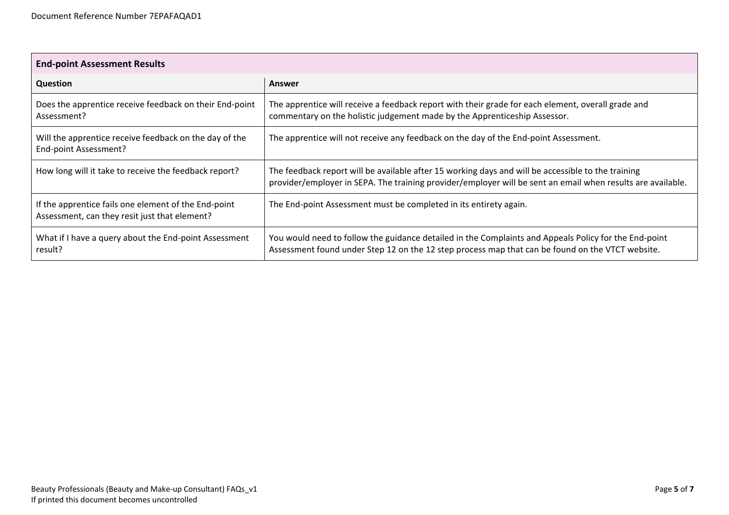| End-point Assessment Results | |
|---|---|
| **Question** | **Answer** |
| Does the apprentice receive feedback on their End-point Assessment? | The apprentice will receive a feedback report with their grade for each element, overall grade and commentary on the holistic judgement made by the Apprenticeship Assessor. |
| Will the apprentice receive feedback on the day of the End-point Assessment? | The apprentice will not receive any feedback on the day of the End-point Assessment. |
| How long will it take to receive the feedback report? | The feedback report will be available after 15 working days and will be accessible to the training provider/employer in SEPA. The training provider/employer will be sent an email when results are available. |
| If the apprentice fails one element of the End-point Assessment, can they resit just that element? | The End-point Assessment must be completed in its entirety again. |
| What if I have a query about the End-point Assessment result? | You would need to follow the guidance detailed in the Complaints and Appeals Policy for the End-point Assessment found under Step 12 on the 12 step process map that can be found on the VTCT website. |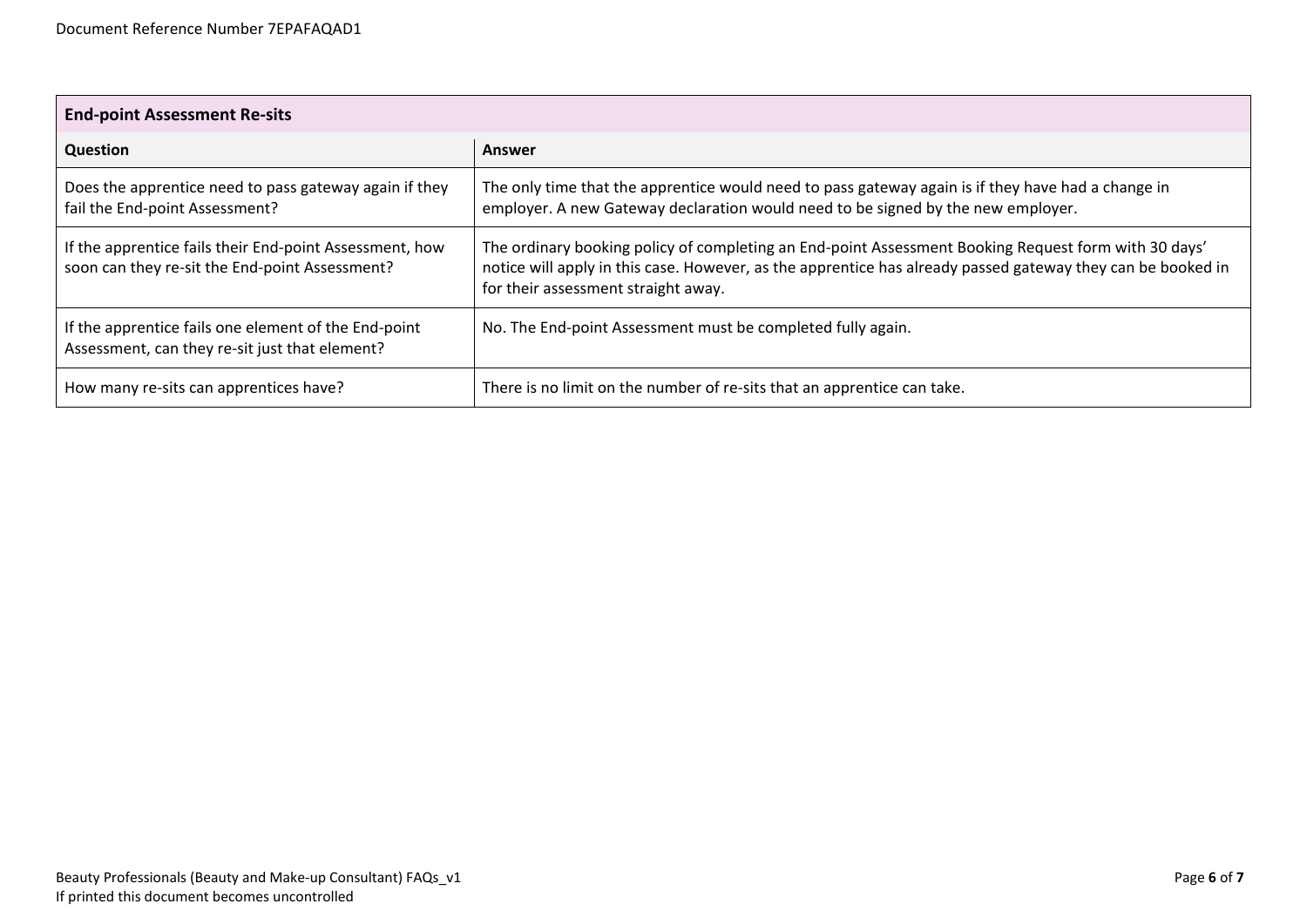| End-point Assessment Re-sits | |
|---|---|
| **Question** | **Answer** |
| Does the apprentice need to pass gateway again if they fail the End-point Assessment? | The only time that the apprentice would need to pass gateway again is if they have had a change in employer. A new Gateway declaration would need to be signed by the new employer. |
| If the apprentice fails their End-point Assessment, how soon can they re-sit the End-point Assessment? | The ordinary booking policy of completing an End-point Assessment Booking Request form with 30 days' notice will apply in this case. However, as the apprentice has already passed gateway they can be booked in for their assessment straight away. |
| If the apprentice fails one element of the End-point Assessment, can they re-sit just that element? | No. The End-point Assessment must be completed fully again. |
| How many re-sits can apprentices have? | There is no limit on the number of re-sits that an apprentice can take. |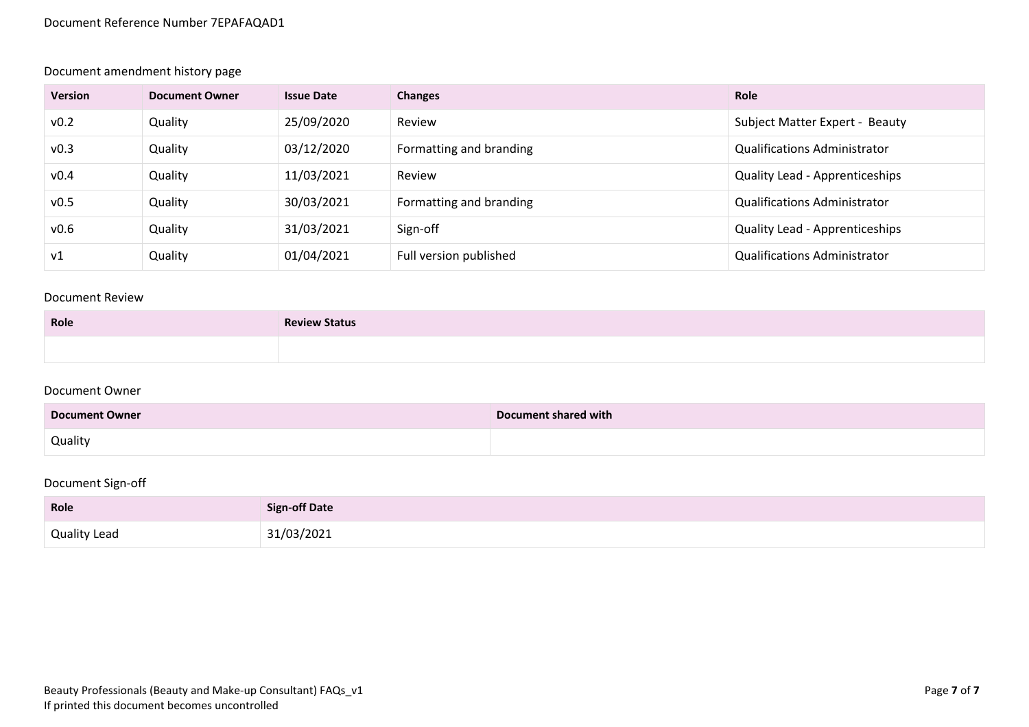Document Reference Number 7EPAFAQAD1

Document amendment history page

| Version | Document Owner | Issue Date | Changes | Role |
|---|---|---|---|---|
| v0.2 | Quality | 25/09/2020 | Review | Subject Matter Expert - Beauty |
| v0.3 | Quality | 03/12/2020 | Formatting and branding | Qualifications Administrator |
| v0.4 | Quality | 11/03/2021 | Review | Quality Lead - Apprenticeships |
| v0.5 | Quality | 30/03/2021 | Formatting and branding | Qualifications Administrator |
| v0.6 | Quality | 31/03/2021 | Sign-off | Quality Lead - Apprenticeships |
| v1 | Quality | 01/04/2021 | Full version published | Qualifications Administrator |

Document Review

| Role | Review Status |
|---|---|
| | |

Document Owner

| Document Owner | Document shared with |
|---|---|
| Quality | |

Document Sign-off

| Role | Sign-off Date |
|---|---|
| Quality Lead | 31/03/2021 |